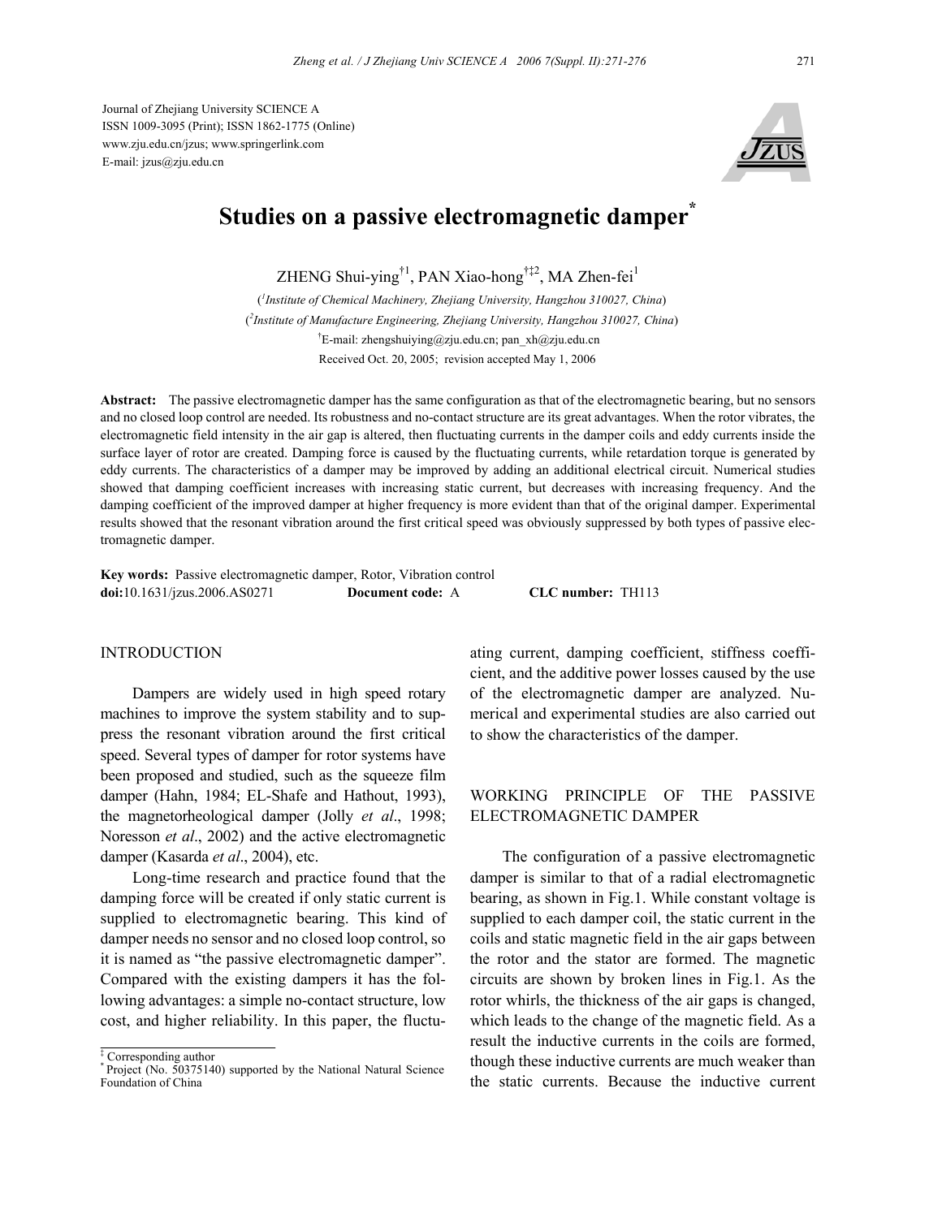Journal of Zhejiang University SCIENCE A
ISSN 1009-3095 (Print); ISSN 1862-1775 (Online)
www.zju.edu.cn/jzus; www.springerlink.com
E-mail: jzus@zju.edu.cn

# Studies on a passive electromagnetic damper*

ZHENG Shui-ying[†1], PAN Xiao-hong[†‡2], MA Zhen-fei[1]

([1]*Institute of Chemical Machinery, Zhejiang University, Hangzhou 310027, China*)
([2]*Institute of Manufacture Engineering, Zhejiang University, Hangzhou 310027, China*)
[†]E-mail: zhengshuiying@zju.edu.cn; pan_xh@zju.edu.cn
Received Oct. 20, 2005; revision accepted May 1, 2006

**Abstract:** The passive electromagnetic damper has the same configuration as that of the electromagnetic bearing, but no sensors and no closed loop control are needed. Its robustness and no-contact structure are its great advantages. When the rotor vibrates, the electromagnetic field intensity in the air gap is altered, then fluctuating currents in the damper coils and eddy currents inside the surface layer of rotor are created. Damping force is caused by the fluctuating currents, while retardation torque is generated by eddy currents. The characteristics of a damper may be improved by adding an additional electrical circuit. Numerical studies showed that damping coefficient increases with increasing static current, but decreases with increasing frequency. And the damping coefficient of the improved damper at higher frequency is more evident than that of the original damper. Experimental results showed that the resonant vibration around the first critical speed was obviously suppressed by both types of passive electromagnetic damper.

**Key words:** Passive electromagnetic damper, Rotor, Vibration control
**doi:**10.1631/jzus.2006.AS0271 **Document code:** A **CLC number:** TH113

## INTRODUCTION

Dampers are widely used in high speed rotary machines to improve the system stability and to suppress the resonant vibration around the first critical speed. Several types of damper for rotor systems have been proposed and studied, such as the squeeze film damper (Hahn, 1984; EL-Shafe and Hathout, 1993), the magnetorheological damper (Jolly *et al*., 1998; Noresson *et al*., 2002) and the active electromagnetic damper (Kasarda *et al*., 2004), etc.

Long-time research and practice found that the damping force will be created if only static current is supplied to electromagnetic bearing. This kind of damper needs no sensor and no closed loop control, so it is named as "the passive electromagnetic damper". Compared with the existing dampers it has the following advantages: a simple no-contact structure, low cost, and higher reliability. In this paper, the fluctuating current, damping coefficient, stiffness coefficient, and the additive power losses caused by the use of the electromagnetic damper are analyzed. Numerical and experimental studies are also carried out to show the characteristics of the damper.

## WORKING PRINCIPLE OF THE PASSIVE ELECTROMAGNETIC DAMPER

The configuration of a passive electromagnetic damper is similar to that of a radial electromagnetic bearing, as shown in Fig.1. While constant voltage is supplied to each damper coil, the static current in the coils and static magnetic field in the air gaps between the rotor and the stator are formed. The magnetic circuits are shown by broken lines in Fig.1. As the rotor whirls, the thickness of the air gaps is changed, which leads to the change of the magnetic field. As a result the inductive currents in the coils are formed, though these inductive currents are much weaker than the static currents. Because the inductive current

‡ Corresponding author
\* Project (No. 50375140) supported by the National Natural Science Foundation of China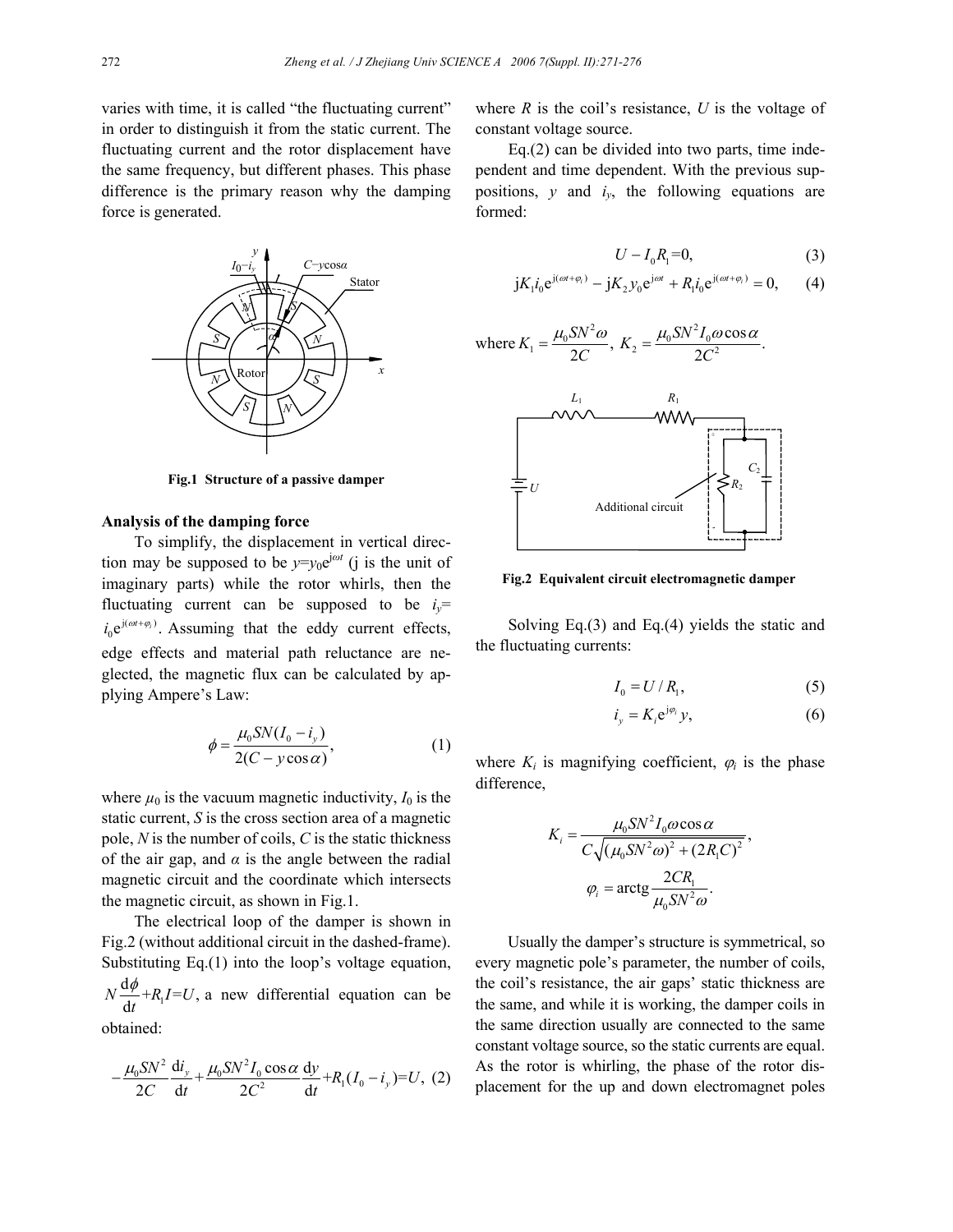varies with time, it is called "the fluctuating current" in order to distinguish it from the static current. The fluctuating current and the rotor displacement have the same frequency, but different phases. This phase difference is the primary reason why the damping force is generated.

**Fig.1 Structure of a passive damper**

## Analysis of the damping force

To simplify, the displacement in vertical direction may be supposed to be $y=y_0\mathrm{e}^{\mathrm{j}\omega t}$ (j is the unit of imaginary parts) while the rotor whirls, then the fluctuating current can be supposed to be $i_y=i_0\mathrm{e}^{\mathrm{j}(\omega t+\varphi_i)}$. Assuming that the eddy current effects, edge effects and material path reluctance are neglected, the magnetic flux can be calculated by applying Ampere's Law:

$$\phi = \frac{\mu_0 SN(I_0 - i_y)}{2(C - y\cos\alpha)}, \tag{1}$$

where $\mu_0$ is the vacuum magnetic inductivity, $I_0$ is the static current, $S$ is the cross section area of a magnetic pole, $N$ is the number of coils, $C$ is the static thickness of the air gap, and $\alpha$ is the angle between the radial magnetic circuit and the coordinate which intersects the magnetic circuit, as shown in Fig.1.

The electrical loop of the damper is shown in Fig.2 (without additional circuit in the dashed-frame). Substituting Eq.(1) into the loop's voltage equation, $N\frac{\mathrm{d}\phi}{\mathrm{d}t}+R_1I=U$, a new differential equation can be obtained:

$$-\frac{\mu_0 SN^2}{2C}\frac{\mathrm{d}i_y}{\mathrm{d}t} + \frac{\mu_0 SN^2 I_0\cos\alpha}{2C^2}\frac{\mathrm{d}y}{\mathrm{d}t} + R_1(I_0 - i_y) = U, \tag{2}$$

where $R$ is the coil's resistance, $U$ is the voltage of constant voltage source.

Eq.(2) can be divided into two parts, time independent and time dependent. With the previous suppositions, $y$ and $i_y$, the following equations are formed:

$$U - I_0R_1 = 0, \tag{3}$$

$$\mathrm{j}K_1 i_0 \mathrm{e}^{\mathrm{j}(\omega t+\varphi_i)} - \mathrm{j}K_2 y_0 \mathrm{e}^{\mathrm{j}\omega t} + R_1 i_0 \mathrm{e}^{\mathrm{j}(\omega t+\varphi_i)} = 0, \tag{4}$$

where $K_1 = \frac{\mu_0 SN^2\omega}{2C}$, $K_2 = \frac{\mu_0 SN^2 I_0\omega\cos\alpha}{2C^2}$.

**Fig.2 Equivalent circuit electromagnetic damper**

Solving Eq.(3) and Eq.(4) yields the static and the fluctuating currents:

$$I_0 = U/R_1, \tag{5}$$

$$i_y = K_i \mathrm{e}^{\mathrm{j}\varphi_i} y, \tag{6}$$

where $K_i$ is magnifying coefficient, $\varphi_i$ is the phase difference,

$$K_i = \frac{\mu_0 SN^2 I_0\omega\cos\alpha}{C\sqrt{(\mu_0 SN^2\omega)^2 + (2R_1C)^2}},$$

$$\varphi_i = \mathrm{arctg}\frac{2CR_1}{\mu_0 SN^2\omega}.$$

Usually the damper's structure is symmetrical, so every magnetic pole's parameter, the number of coils, the coil's resistance, the air gaps' static thickness are the same, and while it is working, the damper coils in the same direction usually are connected to the same constant voltage source, so the static currents are equal. As the rotor is whirling, the phase of the rotor displacement for the up and down electromagnet poles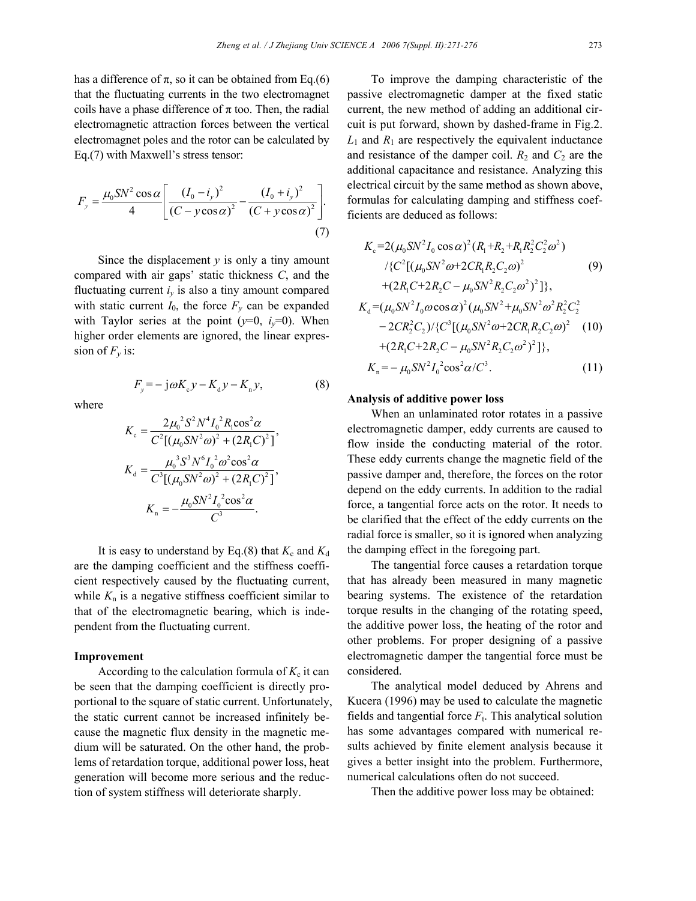has a difference of π, so it can be obtained from Eq.(6) that the fluctuating currents in the two electromagnet coils have a phase difference of π too. Then, the radial electromagnetic attraction forces between the vertical electromagnet poles and the rotor can be calculated by Eq.(7) with Maxwell's stress tensor:

$$F_y = \frac{\mu_0 S N^2 \cos\alpha}{4}\left[\frac{(I_0 - i_y)^2}{(C - y\cos\alpha)^2} - \frac{(I_0 + i_y)^2}{(C + y\cos\alpha)^2}\right]. \tag{7}$$

Since the displacement $y$ is only a tiny amount compared with air gaps' static thickness $C$, and the fluctuating current $i_y$ is also a tiny amount compared with static current $I_0$, the force $F_y$ can be expanded with Taylor series at the point ($y$=0, $i_y$=0). When higher order elements are ignored, the linear expression of $F_y$ is:

$$F_y = -\,\mathrm{j}\omega K_\mathrm{c} y - K_\mathrm{d} y - K_\mathrm{n} y, \tag{8}$$

where

$$K_\mathrm{c} = \frac{2\mu_0^2 S^2 N^4 I_0^2 R_1 \cos^2\alpha}{C^2[(\mu_0 S N^2 \omega)^2 + (2R_1 C)^2]},$$

$$K_\mathrm{d} = \frac{\mu_0^3 S^3 N^6 I_0^2 \omega^2 \cos^2\alpha}{C^3[(\mu_0 S N^2 \omega)^2 + (2R_1 C)^2]},$$

$$K_\mathrm{n} = -\frac{\mu_0 S N^2 I_0^2 \cos^2\alpha}{C^3}.$$

It is easy to understand by Eq.(8) that $K_\mathrm{c}$ and $K_\mathrm{d}$ are the damping coefficient and the stiffness coefficient respectively caused by the fluctuating current, while $K_\mathrm{n}$ is a negative stiffness coefficient similar to that of the electromagnetic bearing, which is independent from the fluctuating current.

**Improvement**

According to the calculation formula of $K_\mathrm{c}$ it can be seen that the damping coefficient is directly proportional to the square of static current. Unfortunately, the static current cannot be increased infinitely because the magnetic flux density in the magnetic medium will be saturated. On the other hand, the problems of retardation torque, additional power loss, heat generation will become more serious and the reduction of system stiffness will deteriorate sharply.

To improve the damping characteristic of the passive electromagnetic damper at the fixed static current, the new method of adding an additional circuit is put forward, shown by dashed-frame in Fig.2. $L_1$ and $R_1$ are respectively the equivalent inductance and resistance of the damper coil. $R_2$ and $C_2$ are the additional capacitance and resistance. Analyzing this electrical circuit by the same method as shown above, formulas for calculating damping and stiffness coefficients are deduced as follows:

$$\begin{aligned} K_\mathrm{c} = {} & 2(\mu_0 S N^2 I_0 \cos\alpha)^2 (R_1 + R_2 + R_1 R_2^2 C_2^2 \omega^2) \\ & /\{C^2[(\mu_0 S N^2 \omega + 2CR_1 R_2 C_2 \omega)^2 \\ & + (2R_1 C + 2R_2 C - \mu_0 S N^2 R_2 C_2 \omega^2)^2]\}, \end{aligned} \tag{9}$$

$$\begin{aligned} K_\mathrm{d} = {} & (\mu_0 S N^2 I_0 \omega \cos\alpha)^2 (\mu_0 S N^2 + \mu_0 S N^2 \omega^2 R_2^2 C_2^2 \\ & - 2CR_2^2 C_2)/\{C^3[(\mu_0 S N^2 \omega + 2CR_1 R_2 C_2 \omega)^2 \\ & + (2R_1 C + 2R_2 C - \mu_0 S N^2 R_2 C_2 \omega^2)^2]\}, \end{aligned} \tag{10}$$

$$K_\mathrm{n} = -\,\mu_0 S N^2 I_0^2 \cos^2\alpha / C^3. \tag{11}$$

**Analysis of additive power loss**

When an unlaminated rotor rotates in a passive electromagnetic damper, eddy currents are caused to flow inside the conducting material of the rotor. These eddy currents change the magnetic field of the passive damper and, therefore, the forces on the rotor depend on the eddy currents. In addition to the radial force, a tangential force acts on the rotor. It needs to be clarified that the effect of the eddy currents on the radial force is smaller, so it is ignored when analyzing the damping effect in the foregoing part.

The tangential force causes a retardation torque that has already been measured in many magnetic bearing systems. The existence of the retardation torque results in the changing of the rotating speed, the additive power loss, the heating of the rotor and other problems. For proper designing of a passive electromagnetic damper the tangential force must be considered.

The analytical model deduced by Ahrens and Kucera (1996) may be used to calculate the magnetic fields and tangential force $F_\mathrm{t}$. This analytical solution has some advantages compared with numerical results achieved by finite element analysis because it gives a better insight into the problem. Furthermore, numerical calculations often do not succeed.

Then the additive power loss may be obtained: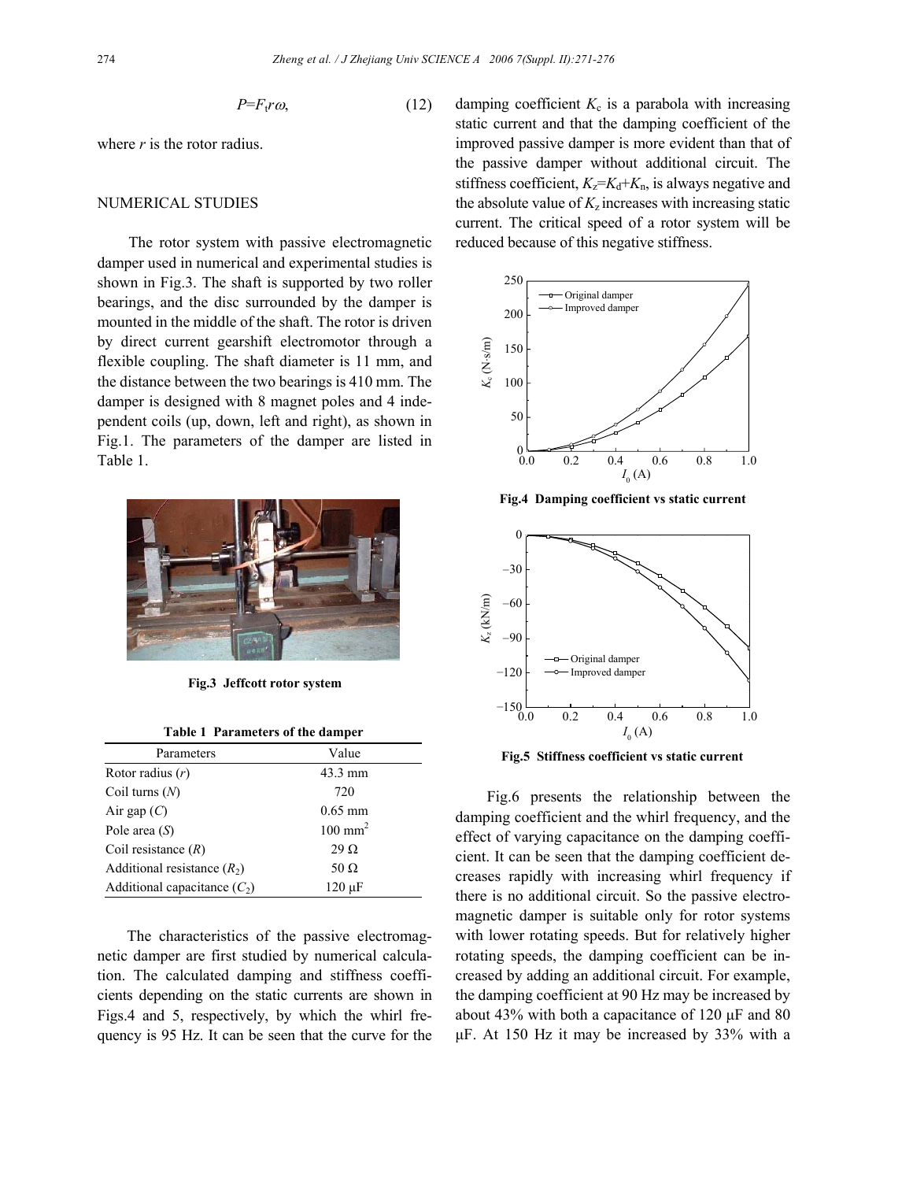$$P = F_t r \omega, \tag{12}$$

where $r$ is the rotor radius.

## NUMERICAL STUDIES

The rotor system with passive electromagnetic damper used in numerical and experimental studies is shown in Fig.3. The shaft is supported by two roller bearings, and the disc surrounded by the damper is mounted in the middle of the shaft. The rotor is driven by direct current gearshift electromotor through a flexible coupling. The shaft diameter is 11 mm, and the distance between the two bearings is 410 mm. The damper is designed with 8 magnet poles and 4 independent coils (up, down, left and right), as shown in Fig.1. The parameters of the damper are listed in Table 1.

**Fig.3 Jeffcott rotor system**

**Table 1 Parameters of the damper**

| Parameters | Value |
|---|---|
| Rotor radius ($r$) | 43.3 mm |
| Coil turns ($N$) | 720 |
| Air gap ($C$) | 0.65 mm |
| Pole area ($S$) | 100 mm$^2$ |
| Coil resistance ($R$) | 29 Ω |
| Additional resistance ($R_2$) | 50 Ω |
| Additional capacitance ($C_2$) | 120 μF |

The characteristics of the passive electromagnetic damper are first studied by numerical calculation. The calculated damping and stiffness coefficients depending on the static currents are shown in Figs.4 and 5, respectively, by which the whirl frequency is 95 Hz. It can be seen that the curve for the damping coefficient $K_c$ is a parabola with increasing static current and that the damping coefficient of the improved passive damper is more evident than that of the passive damper without additional circuit. The stiffness coefficient, $K_z = K_d + K_n$, is always negative and the absolute value of $K_z$ increases with increasing static current. The critical speed of a rotor system will be reduced because of this negative stiffness.

**Fig.4 Damping coefficient vs static current**

**Fig.5 Stiffness coefficient vs static current**

Fig.6 presents the relationship between the damping coefficient and the whirl frequency, and the effect of varying capacitance on the damping coefficient. It can be seen that the damping coefficient decreases rapidly with increasing whirl frequency if there is no additional circuit. So the passive electromagnetic damper is suitable only for rotor systems with lower rotating speeds. But for relatively higher rotating speeds, the damping coefficient can be increased by adding an additional circuit. For example, the damping coefficient at 90 Hz may be increased by about 43% with both a capacitance of 120 μF and 80 μF. At 150 Hz it may be increased by 33% with a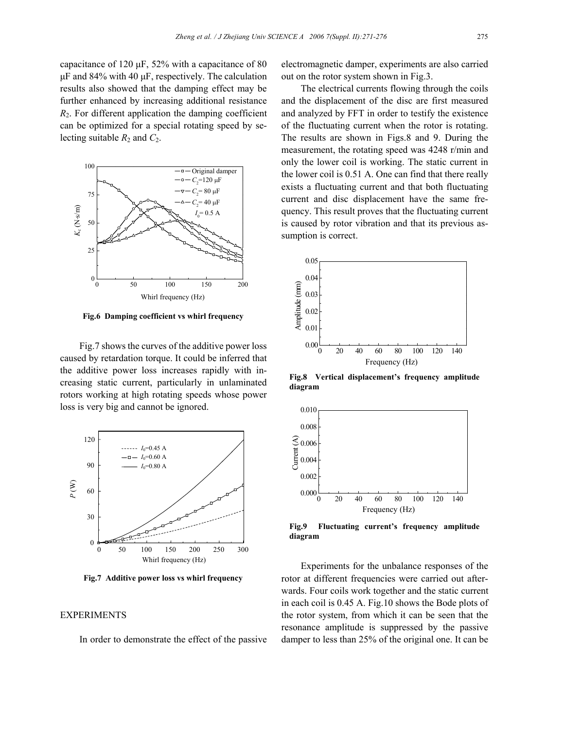capacitance of 120 μF, 52% with a capacitance of 80 μF and 84% with 40 μF, respectively. The calculation results also showed that the damping effect may be further enhanced by increasing additional resistance $R_2$. For different application the damping coefficient can be optimized for a special rotating speed by selecting suitable $R_2$ and $C_2$.

**Fig.6 Damping coefficient vs whirl frequency**

Fig.7 shows the curves of the additive power loss caused by retardation torque. It could be inferred that the additive power loss increases rapidly with increasing static current, particularly in unlaminated rotors working at high rotating speeds whose power loss is very big and cannot be ignored.

**Fig.7 Additive power loss vs whirl frequency**

## EXPERIMENTS

In order to demonstrate the effect of the passive electromagnetic damper, experiments are also carried out on the rotor system shown in Fig.3.

The electrical currents flowing through the coils and the displacement of the disc are first measured and analyzed by FFT in order to testify the existence of the fluctuating current when the rotor is rotating. The results are shown in Figs.8 and 9. During the measurement, the rotating speed was 4248 r/min and only the lower coil is working. The static current in the lower coil is 0.51 A. One can find that there really exists a fluctuating current and that both fluctuating current and disc displacement have the same frequency. This result proves that the fluctuating current is caused by rotor vibration and that its previous assumption is correct.

**Fig.8 Vertical displacement's frequency amplitude diagram**

**Fig.9 Fluctuating current's frequency amplitude diagram**

Experiments for the unbalance responses of the rotor at different frequencies were carried out afterwards. Four coils work together and the static current in each coil is 0.45 A. Fig.10 shows the Bode plots of the rotor system, from which it can be seen that the resonance amplitude is suppressed by the passive damper to less than 25% of the original one. It can be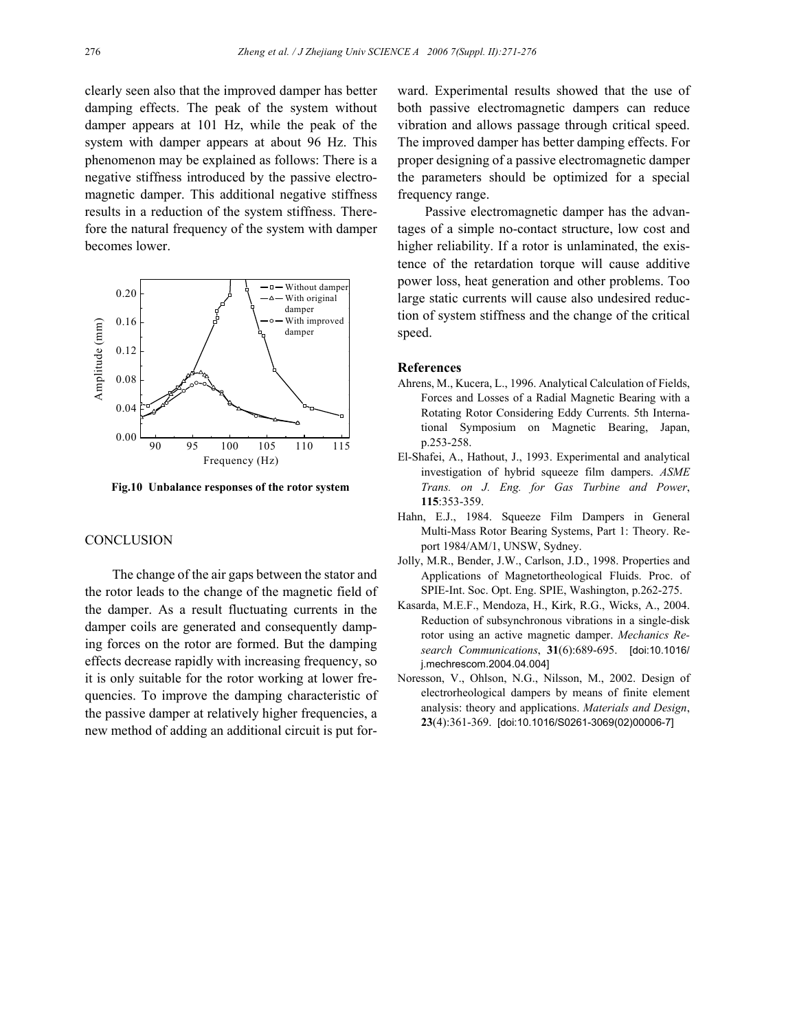clearly seen also that the improved damper has better damping effects. The peak of the system without damper appears at 101 Hz, while the peak of the system with damper appears at about 96 Hz. This phenomenon may be explained as follows: There is a negative stiffness introduced by the passive electromagnetic damper. This additional negative stiffness results in a reduction of the system stiffness. Therefore the natural frequency of the system with damper becomes lower.

Amplitude (mm)
0.20
0.16
0.12
0.08
0.04
0.00
90 95 100 105 110 115
Frequency (Hz)
Without damper
With original damper
With improved damper

**Fig.10 Unbalance responses of the rotor system**

## CONCLUSION

The change of the air gaps between the stator and the rotor leads to the change of the magnetic field of the damper. As a result fluctuating currents in the damper coils are generated and consequently damping forces on the rotor are formed. But the damping effects decrease rapidly with increasing frequency, so it is only suitable for the rotor working at lower frequencies. To improve the damping characteristic of the passive damper at relatively higher frequencies, a new method of adding an additional circuit is put forward. Experimental results showed that the use of both passive electromagnetic dampers can reduce vibration and allows passage through critical speed. The improved damper has better damping effects. For proper designing of a passive electromagnetic damper the parameters should be optimized for a special frequency range.

Passive electromagnetic damper has the advantages of a simple no-contact structure, low cost and higher reliability. If a rotor is unlaminated, the existence of the retardation torque will cause additive power loss, heat generation and other problems. Too large static currents will cause also undesired reduction of system stiffness and the change of the critical speed.

## References

Ahrens, M., Kucera, L., 1996. Analytical Calculation of Fields, Forces and Losses of a Radial Magnetic Bearing with a Rotating Rotor Considering Eddy Currents. 5th International Symposium on Magnetic Bearing, Japan, p.253-258.

El-Shafei, A., Hathout, J., 1993. Experimental and analytical investigation of hybrid squeeze film dampers. *ASME Trans. on J. Eng. for Gas Turbine and Power*, **115**:353-359.

Hahn, E.J., 1984. Squeeze Film Dampers in General Multi-Mass Rotor Bearing Systems, Part 1: Theory. Report 1984/AM/1, UNSW, Sydney.

Jolly, M.R., Bender, J.W., Carlson, J.D., 1998. Properties and Applications of Magnetortheological Fluids. Proc. of SPIE-Int. Soc. Opt. Eng. SPIE, Washington, p.262-275.

Kasarda, M.E.F., Mendoza, H., Kirk, R.G., Wicks, A., 2004. Reduction of subsynchronous vibrations in a single-disk rotor using an active magnetic damper. *Mechanics Research Communications*, **31**(6):689-695. [doi:10.1016/j.mechrescom.2004.04.004]

Noresson, V., Ohlson, N.G., Nilsson, M., 2002. Design of electrorheological dampers by means of finite element analysis: theory and applications. *Materials and Design*, **23**(4):361-369. [doi:10.1016/S0261-3069(02)00006-7]